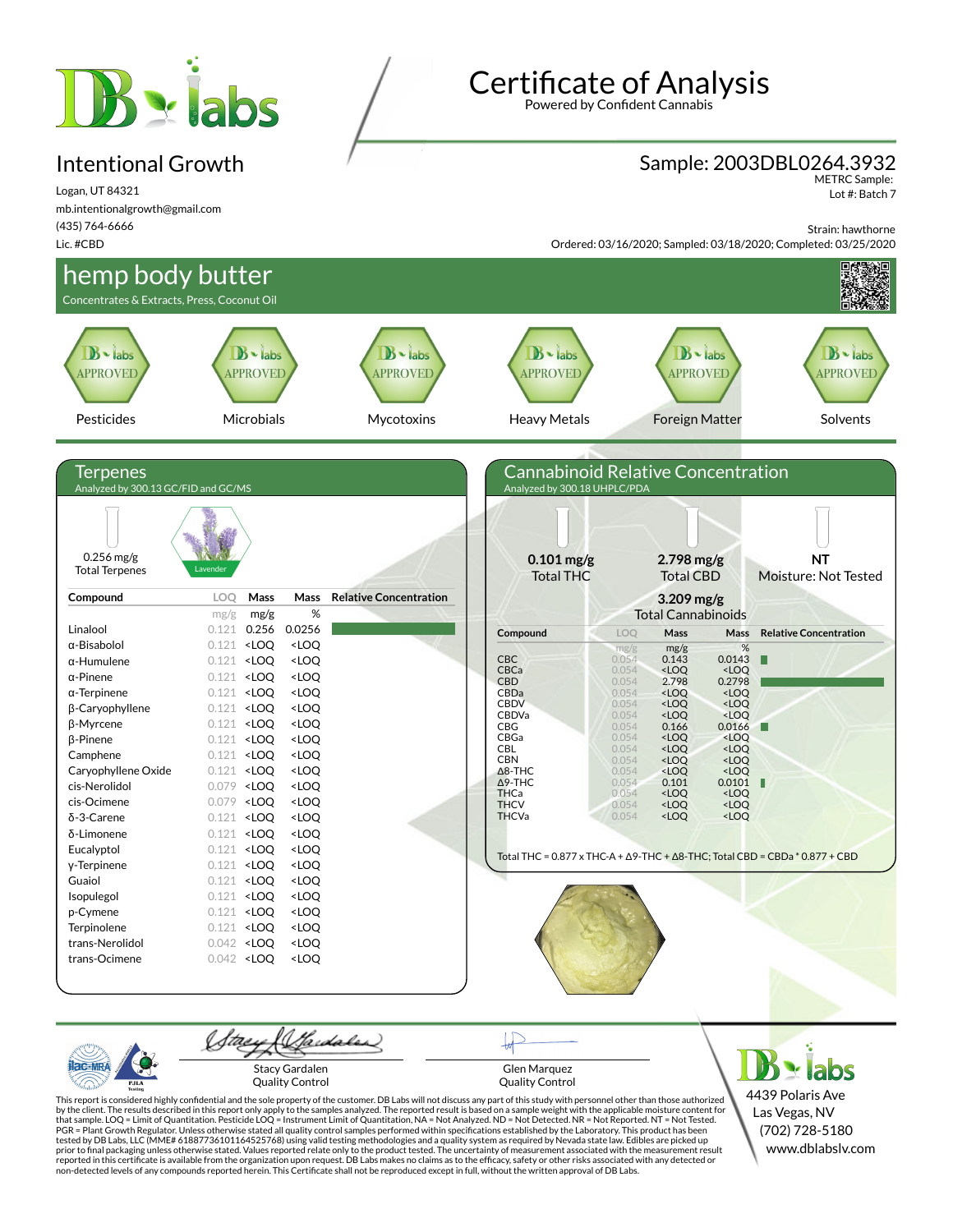# Certificate of Analysis

Powered by Confident Cannabis

## Intentional Growth

Logan, UT 84321
mb.intentionalgrowth@gmail.com
(435) 764-6666
Lic. #CBD

**Sample: 2003DBL0264.3932**
METRC Sample:
Lot #: Batch 7

Strain: hawthorne
Ordered: 03/16/2020; Sampled: 03/18/2020; Completed: 03/25/2020

## hemp body butter

Concentrates & Extracts, Press, Coconut Oil

| Pesticides | Microbials | Mycotoxins | Heavy Metals | Foreign Matter | Solvents |
|---|---|---|---|---|---|
| APPROVED | APPROVED | APPROVED | APPROVED | APPROVED | APPROVED |

## Terpenes

Analyzed by 300.13 GC/FID and GC/MS

0.256 mg/g
Total Terpenes

Lavender

| Compound | LOQ (mg/g) | Mass (mg/g) | Mass (%) |
|---|---|---|---|
| Linalool | 0.121 | 0.256 | 0.0256 |
| α-Bisabolol | 0.121 | <LOQ | <LOQ |
| α-Humulene | 0.121 | <LOQ | <LOQ |
| α-Pinene | 0.121 | <LOQ | <LOQ |
| α-Terpinene | 0.121 | <LOQ | <LOQ |
| β-Caryophyllene | 0.121 | <LOQ | <LOQ |
| β-Myrcene | 0.121 | <LOQ | <LOQ |
| β-Pinene | 0.121 | <LOQ | <LOQ |
| Camphene | 0.121 | <LOQ | <LOQ |
| Caryophyllene Oxide | 0.121 | <LOQ | <LOQ |
| cis-Nerolidol | 0.079 | <LOQ | <LOQ |
| cis-Ocimene | 0.079 | <LOQ | <LOQ |
| δ-3-Carene | 0.121 | <LOQ | <LOQ |
| δ-Limonene | 0.121 | <LOQ | <LOQ |
| Eucalyptol | 0.121 | <LOQ | <LOQ |
| γ-Terpinene | 0.121 | <LOQ | <LOQ |
| Guaiol | 0.121 | <LOQ | <LOQ |
| Isopulegol | 0.121 | <LOQ | <LOQ |
| p-Cymene | 0.121 | <LOQ | <LOQ |
| Terpinolene | 0.121 | <LOQ | <LOQ |
| trans-Nerolidol | 0.042 | <LOQ | <LOQ |
| trans-Ocimene | 0.042 | <LOQ | <LOQ |

## Cannabinoid Relative Concentration

Analyzed by 300.18 UHPLC/PDA

**0.101 mg/g** Total THC

**2.798 mg/g** Total CBD

**NT** Moisture: Not Tested

**3.209 mg/g** Total Cannabinoids

| Compound | LOQ (mg/g) | Mass (mg/g) | Mass (%) |
|---|---|---|---|
| CBC | 0.054 | 0.143 | 0.0143 |
| CBCa | 0.054 | <LOQ | <LOQ |
| CBD | 0.054 | 2.798 | 0.2798 |
| CBDa | 0.054 | <LOQ | <LOQ |
| CBDV | 0.054 | <LOQ | <LOQ |
| CBDVa | 0.054 | <LOQ | <LOQ |
| CBG | 0.054 | 0.166 | 0.0166 |
| CBGa | 0.054 | <LOQ | <LOQ |
| CBL | 0.054 | <LOQ | <LOQ |
| CBN | 0.054 | <LOQ | <LOQ |
| Δ8-THC | 0.054 | <LOQ | <LOQ |
| Δ9-THC | 0.054 | 0.101 | 0.0101 |
| THCa | 0.054 | <LOQ | <LOQ |
| THCV | 0.054 | <LOQ | <LOQ |
| THCVa | 0.054 | <LOQ | <LOQ |

Total THC = 0.877 x THC-A + Δ9-THC + Δ8-THC; Total CBD = CBDa * 0.877 + CBD

Stacy Gardalen
Quality Control

Glen Marquez
Quality Control

DB labs
4439 Polaris Ave
Las Vegas, NV
(702) 728-5180
www.dblabslv.com

This report is considered highly confidential and the sole property of the customer. DB Labs will not discuss any part of this study with personnel other than those authorized by the client. The results described in this report only apply to the samples analyzed. The reported result is based on a sample weight with the applicable moisture content for that sample. LOQ = Limit of Quantitation. Pesticide LOQ = Instrument Limit of Quantitation, NA = Not Analyzed. ND = Not Detected. NR = Not Reported. NT = Not Tested. PGR = Plant Growth Regulator. Unless otherwise stated all quality control samples performed within specifications established by the Laboratory. This product has been tested by DB Labs, LLC (MME# 61887736101164525768) using valid testing methodologies and a quality system as required by Nevada state law. Edibles are picked up prior to final packaging unless otherwise stated. Values reported relate only to the product tested. The uncertainty of measurement associated with the measurement result reported in this certificate is available from the organization upon request. DB Labs makes no claims as to the efficacy, safety or other risks associated with any detected or non-detected levels of any compounds reported herein. This Certificate shall not be reproduced except in full, without the written approval of DB Labs.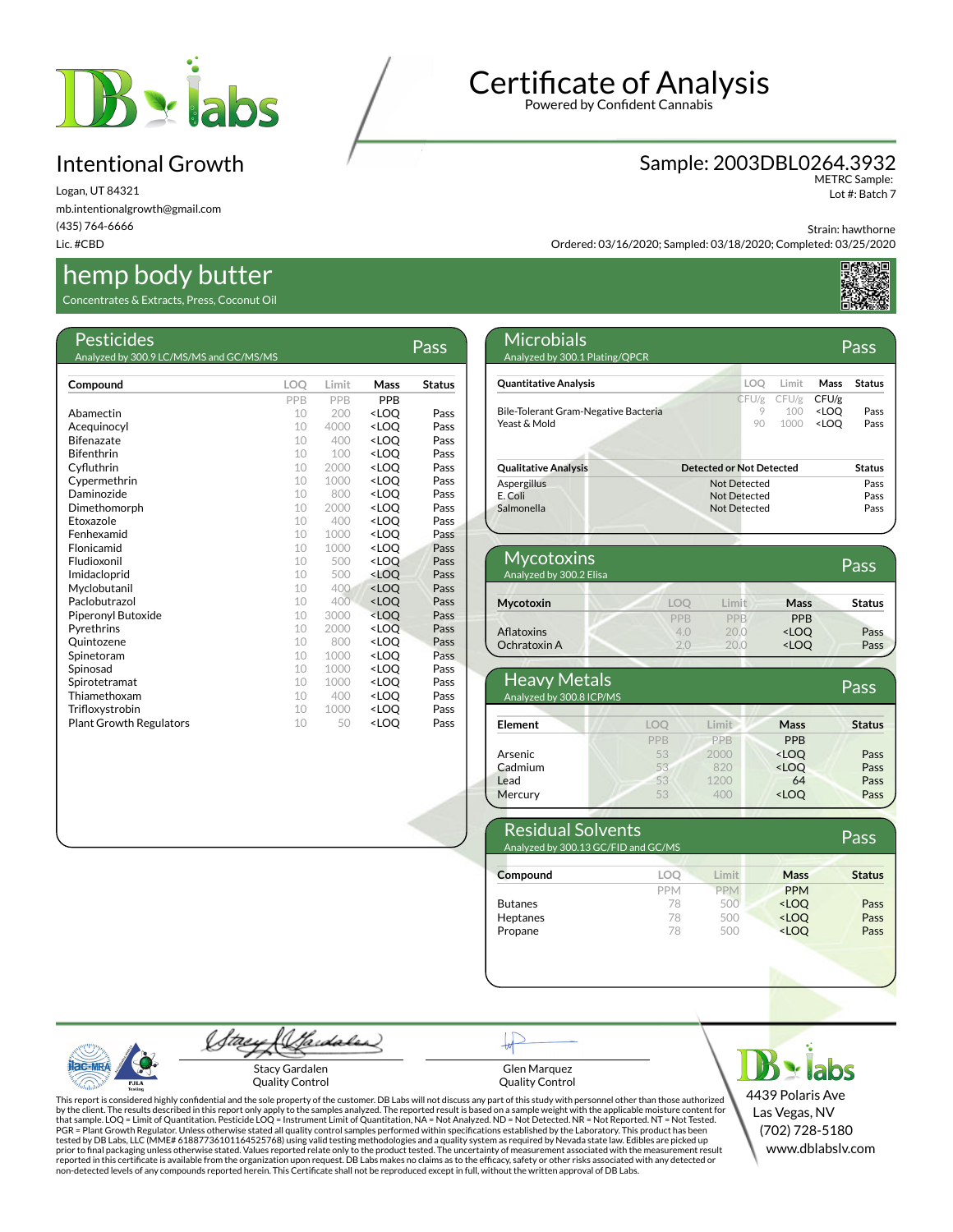# Certificate of Analysis

Powered by Confident Cannabis

## Intentional Growth

Logan, UT 84321
mb.intentionalgrowth@gmail.com
(435) 764-6666
Lic. #CBD

## Sample: 2003DBL0264.3932

METRC Sample:
Lot #: Batch 7

Strain: hawthorne
Ordered: 03/16/2020; Sampled: 03/18/2020; Completed: 03/25/2020

## hemp body butter

Concentrates & Extracts, Press, Coconut Oil

### Pesticides — Pass

Analyzed by 300.9 LC/MS/MS and GC/MS/MS

| Compound | LOQ | Limit | Mass | Status |
|---|---|---|---|---|
| | PPB | PPB | PPB | |
| Abamectin | 10 | 200 | <LOQ | Pass |
| Acequinocyl | 10 | 4000 | <LOQ | Pass |
| Bifenazate | 10 | 400 | <LOQ | Pass |
| Bifenthrin | 10 | 100 | <LOQ | Pass |
| Cyfluthrin | 10 | 2000 | <LOQ | Pass |
| Cypermethrin | 10 | 1000 | <LOQ | Pass |
| Daminozide | 10 | 800 | <LOQ | Pass |
| Dimethomorph | 10 | 2000 | <LOQ | Pass |
| Etoxazole | 10 | 400 | <LOQ | Pass |
| Fenhexamid | 10 | 1000 | <LOQ | Pass |
| Flonicamid | 10 | 1000 | <LOQ | Pass |
| Fludioxonil | 10 | 500 | <LOQ | Pass |
| Imidacloprid | 10 | 500 | <LOQ | Pass |
| Myclobutanil | 10 | 400 | <LOQ | Pass |
| Paclobutrazol | 10 | 400 | <LOQ | Pass |
| Piperonyl Butoxide | 10 | 3000 | <LOQ | Pass |
| Pyrethrins | 10 | 2000 | <LOQ | Pass |
| Quintozene | 10 | 800 | <LOQ | Pass |
| Spinetoram | 10 | 1000 | <LOQ | Pass |
| Spinosad | 10 | 1000 | <LOQ | Pass |
| Spirotetramat | 10 | 1000 | <LOQ | Pass |
| Thiamethoxam | 10 | 400 | <LOQ | Pass |
| Trifloxystrobin | 10 | 1000 | <LOQ | Pass |
| Plant Growth Regulators | 10 | 50 | <LOQ | Pass |

### Microbials — Pass

Analyzed by 300.1 Plating/QPCR

| Quantitative Analysis | LOQ | Limit | Mass | Status |
|---|---|---|---|---|
| | CFU/g | CFU/g | CFU/g | |
| Bile-Tolerant Gram-Negative Bacteria | 9 | 100 | <LOQ | Pass |
| Yeast & Mold | 90 | 1000 | <LOQ | Pass |

| Qualitative Analysis | Detected or Not Detected | Status |
|---|---|---|
| Aspergillus | Not Detected | Pass |
| E. Coli | Not Detected | Pass |
| Salmonella | Not Detected | Pass |

### Mycotoxins — Pass

Analyzed by 300.2 Elisa

| Mycotoxin | LOQ | Limit | Mass | Status |
|---|---|---|---|---|
| | PPB | PPB | PPB | |
| Aflatoxins | 4.0 | 20.0 | <LOQ | Pass |
| Ochratoxin A | 2.0 | 20.0 | <LOQ | Pass |

### Heavy Metals — Pass

Analyzed by 300.8 ICP/MS

| Element | LOQ | Limit | Mass | Status |
|---|---|---|---|---|
| | PPB | PPB | PPB | |
| Arsenic | 53 | 2000 | <LOQ | Pass |
| Cadmium | 53 | 820 | <LOQ | Pass |
| Lead | 53 | 1200 | 64 | Pass |
| Mercury | 53 | 400 | <LOQ | Pass |

### Residual Solvents — Pass

Analyzed by 300.13 GC/FID and GC/MS

| Compound | LOQ | Limit | Mass | Status |
|---|---|---|---|---|
| | PPM | PPM | PPM | |
| Butanes | 78 | 500 | <LOQ | Pass |
| Heptanes | 78 | 500 | <LOQ | Pass |
| Propane | 78 | 500 | <LOQ | Pass |

Stacy Gardalen
Quality Control

Glen Marquez
Quality Control

DB labs
4439 Polaris Ave
Las Vegas, NV
(702) 728-5180
www.dblabslv.com

This report is considered highly confidential and the sole property of the customer. DB Labs will not discuss any part of this study with personnel other than those authorized by the client. The results described in this report only apply to the samples analyzed. The reported result is based on a sample weight with the applicable moisture content for that sample. LOQ = Limit of Quantitation. Pesticide LOQ = Instrument Limit of Quantitation, NA = Not Analyzed. ND = Not Detected. NR = Not Reported. NT = Not Tested. PGR = Plant Growth Regulator. Unless otherwise stated all quality control samples performed within specifications established by the Laboratory. This product has been tested by DB Labs, LLC (MME# 61887736101164525768) using valid testing methodologies and a quality system as required by Nevada state law. Edibles are picked up prior to final packaging unless otherwise stated. Values reported relate only to the product tested. The uncertainty of measurement associated with the measurement result reported in this certificate is available from the organization upon request. DB Labs makes no claims as to the efficacy, safety or other risks associated with any detected or non-detected levels of any compounds reported herein. This Certificate shall not be reproduced except in full, without the written approval of DB Labs.